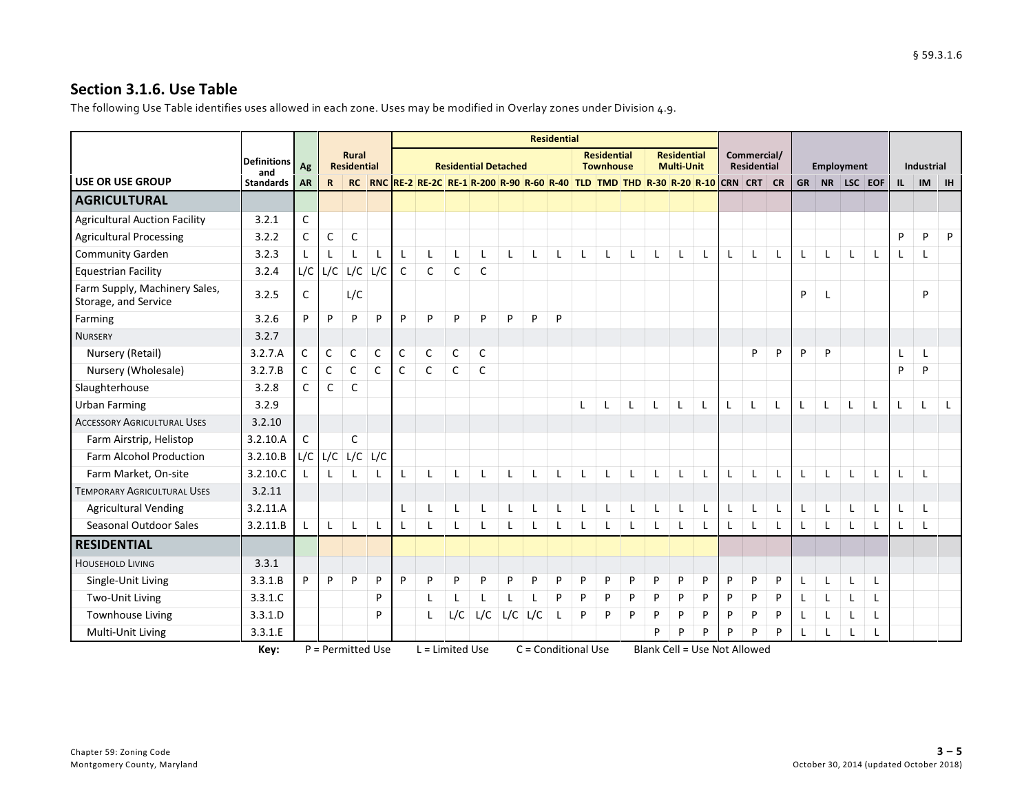## Section 3.1.6. Use Table

The following Use Table identifies uses allowed in each zone. Uses may be modified in Overlay zones under Division 4.9.

| | Definitions and | Ag | Rural Residential | | | Residential | | | | | | | | | | | | | Commercial/ Residential | | | Employment | | | | Industrial | | |
|---|---|---|---|---|---|---|---|---|---|---|---|---|---|---|---|---|---|---|---|---|---|---|---|---|---|---|---|---|
| | | | | | | Residential Detached | | | | | | | Residential Townhouse | | | Residential Multi-Unit | | | | | | | | | | | | |
| **USE OR USE GROUP** | **Standards** | **AR** | **R** | **RC** | **RNC** | **RE-2** | **RE-2C** | **RE-1** | **R-200** | **R-90** | **R-60** | **R-40** | **TLD** | **TMD** | **THD** | **R-30** | **R-20** | **R-10** | **CRN** | **CRT** | **CR** | **GR** | **NR** | **LSC** | **EOF** | **IL** | **IM** | **IH** |
| **AGRICULTURAL** | | | | | | | | | | | | | | | | | | | | | | | | | | | | |
| Agricultural Auction Facility | 3.2.1 | C | | | | | | | | | | | | | | | | | | | | | | | | | | |
| Agricultural Processing | 3.2.2 | C | C | C | | | | | | | | | | | | | | | | | | | | | | P | P | P |
| Community Garden | 3.2.3 | L | L | L | L | L | L | L | L | L | L | L | L | L | L | L | L | L | L | L | L | L | L | L | L | L | L | |
| Equestrian Facility | 3.2.4 | L/C | L/C | L/C | L/C | C | C | C | C | | | | | | | | | | | | | | | | | | | |
| Farm Supply, Machinery Sales, Storage, and Service | 3.2.5 | C | | L/C | | | | | | | | | | | | | | | | | | P | L | | | | P | |
| Farming | 3.2.6 | P | P | P | P | P | P | P | P | P | P | P | | | | | | | | | | | | | | | | |
| NURSERY | 3.2.7 | | | | | | | | | | | | | | | | | | | | | | | | | | | |
| Nursery (Retail) | 3.2.7.A | C | C | C | C | C | C | C | C | | | | | | | | | | | P | P | P | P | | | L | L | |
| Nursery (Wholesale) | 3.2.7.B | C | C | C | C | C | C | C | C | | | | | | | | | | | | | | | | | P | P | |
| Slaughterhouse | 3.2.8 | C | C | C | | | | | | | | | | | | | | | | | | | | | | | | |
| Urban Farming | 3.2.9 | | | | | | | | | | | | L | L | L | L | L | L | L | L | L | L | L | L | L | L | L | L |
| ACCESSORY AGRICULTURAL USES | 3.2.10 | | | | | | | | | | | | | | | | | | | | | | | | | | | |
| Farm Airstrip, Helistop | 3.2.10.A | C | | C | | | | | | | | | | | | | | | | | | | | | | | | |
| Farm Alcohol Production | 3.2.10.B | L/C | L/C | L/C | L/C | | | | | | | | | | | | | | | | | | | | | | | |
| Farm Market, On-site | 3.2.10.C | L | L | L | L | L | L | L | L | L | L | L | L | L | L | L | L | L | L | L | L | L | L | L | L | L | L | |
| TEMPORARY AGRICULTURAL USES | 3.2.11 | | | | | | | | | | | | | | | | | | | | | | | | | | | |
| Agricultural Vending | 3.2.11.A | | | | | L | L | L | L | L | L | L | L | L | L | L | L | L | L | L | L | L | L | L | L | L | L | |
| Seasonal Outdoor Sales | 3.2.11.B | L | L | L | L | L | L | L | L | L | L | L | L | L | L | L | L | L | L | L | L | L | L | L | L | L | L | |
| **RESIDENTIAL** | | | | | | | | | | | | | | | | | | | | | | | | | | | | |
| HOUSEHOLD LIVING | 3.3.1 | | | | | | | | | | | | | | | | | | | | | | | | | | | |
| Single-Unit Living | 3.3.1.B | P | P | P | P | P | P | P | P | P | P | P | P | P | P | P | P | P | P | P | P | L | L | L | L | | | |
| Two-Unit Living | 3.3.1.C | | | | P | | L | L | L | L | L | P | P | P | P | P | P | P | P | P | P | L | L | L | L | | | |
| Townhouse Living | 3.3.1.D | | | | P | | L | L/C | L/C | L/C | L/C | L | P | P | P | P | P | P | P | P | P | L | L | L | L | | | |
| Multi-Unit Living | 3.3.1.E | | | | | | | | | | | | | | | P | P | P | P | P | P | L | L | L | L | | | |

**Key:** P = Permitted Use L = Limited Use C = Conditional Use Blank Cell = Use Not Allowed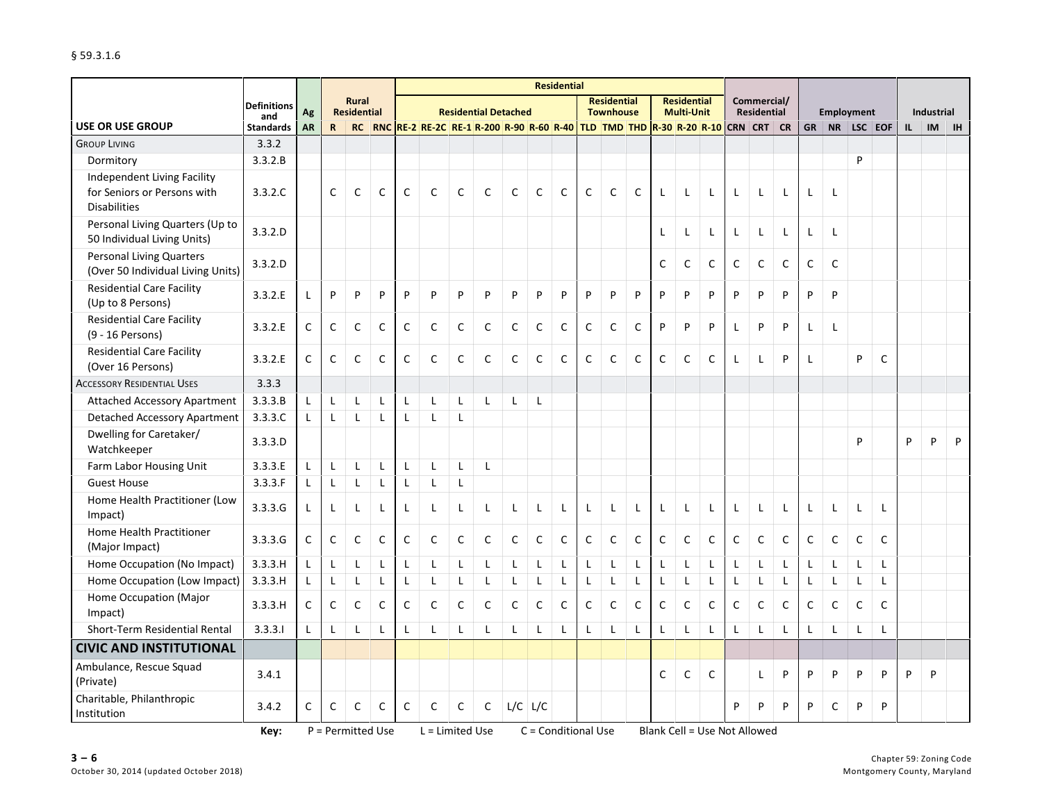| USE OR USE GROUP | Definitions and Standards | Ag | Rural Residential | | | Residential – Residential Detached | | | | | | | Residential – Residential Townhouse | | | Residential – Residential Multi-Unit | | | Commercial/ Residential | | | Employment | | | | Industrial | | |
|---|---|---|---|---|---|---|---|---|---|---|---|---|---|---|---|---|---|---|---|---|---|---|---|---|---|---|---|---|
| | | AR | R | RC | RNC | RE-2 | RE-2C | RE-1 | R-200 | R-90 | R-60 | R-40 | TLD | TMD | THD | R-30 | R-20 | R-10 | CRN | CRT | CR | GR | NR | LSC | EOF | IL | IM | IH |
| GROUP LIVING | 3.3.2 | | | | | | | | | | | | | | | | | | | | | | | | | | | |
| Dormitory | 3.3.2.B | | | | | | | | | | | | | | | | | | | | | | | P | | | | |
| Independent Living Facility for Seniors or Persons with Disabilities | 3.3.2.C | | C | C | C | C | C | C | C | C | C | C | C | C | C | L | L | L | L | L | L | L | L | | | | | |
| Personal Living Quarters (Up to 50 Individual Living Units) | 3.3.2.D | | | | | | | | | | | | | | | L | L | L | L | L | L | L | L | | | | | |
| Personal Living Quarters (Over 50 Individual Living Units) | 3.3.2.D | | | | | | | | | | | | | | | C | C | C | C | C | C | C | C | | | | | |
| Residential Care Facility (Up to 8 Persons) | 3.3.2.E | L | P | P | P | P | P | P | P | P | P | P | P | P | P | P | P | P | P | P | P | P | P | | | | | |
| Residential Care Facility (9 - 16 Persons) | 3.3.2.E | C | C | C | C | C | C | C | C | C | C | C | C | C | C | P | P | P | L | P | P | L | L | | | | | |
| Residential Care Facility (Over 16 Persons) | 3.3.2.E | C | C | C | C | C | C | C | C | C | C | C | C | C | C | C | C | C | L | L | P | L | | P | C | | | |
| ACCESSORY RESIDENTIAL USES | 3.3.3 | | | | | | | | | | | | | | | | | | | | | | | | | | | |
| Attached Accessory Apartment | 3.3.3.B | L | L | L | L | L | L | L | L | L | L | | | | | | | | | | | | | | | | | |
| Detached Accessory Apartment | 3.3.3.C | L | L | L | L | L | L | L | | | | | | | | | | | | | | | | | | | | |
| Dwelling for Caretaker/ Watchkeeper | 3.3.3.D | | | | | | | | | | | | | | | | | | | | | | | P | | P | P | P |
| Farm Labor Housing Unit | 3.3.3.E | L | L | L | L | L | L | L | L | | | | | | | | | | | | | | | | | | | |
| Guest House | 3.3.3.F | L | L | L | L | L | L | L | | | | | | | | | | | | | | | | | | | | |
| Home Health Practitioner (Low Impact) | 3.3.3.G | L | L | L | L | L | L | L | L | L | L | L | L | L | L | L | L | L | L | L | L | L | L | L | L | | | |
| Home Health Practitioner (Major Impact) | 3.3.3.G | C | C | C | C | C | C | C | C | C | C | C | C | C | C | C | C | C | C | C | C | C | C | C | C | | | |
| Home Occupation (No Impact) | 3.3.3.H | L | L | L | L | L | L | L | L | L | L | L | L | L | L | L | L | L | L | L | L | L | L | L | L | | | |
| Home Occupation (Low Impact) | 3.3.3.H | L | L | L | L | L | L | L | L | L | L | L | L | L | L | L | L | L | L | L | L | L | L | L | L | | | |
| Home Occupation (Major Impact) | 3.3.3.H | C | C | C | C | C | C | C | C | C | C | C | C | C | C | C | C | C | C | C | C | C | C | C | C | | | |
| Short-Term Residential Rental | 3.3.3.I | L | L | L | L | L | L | L | L | L | L | L | L | L | L | L | L | L | L | L | L | L | L | L | L | | | |
| **CIVIC AND INSTITUTIONAL** | | | | | | | | | | | | | | | | | | | | | | | | | | | | |
| Ambulance, Rescue Squad (Private) | 3.4.1 | | | | | | | | | | | | | | | C | C | C | | L | P | P | P | P | P | P | P | |
| Charitable, Philanthropic Institution | 3.4.2 | C | C | C | C | C | C | C | C | L/C | L/C | | | | | | | | P | P | P | P | C | P | P | | | |

**Key:** P = Permitted Use L = Limited Use C = Conditional Use Blank Cell = Use Not Allowed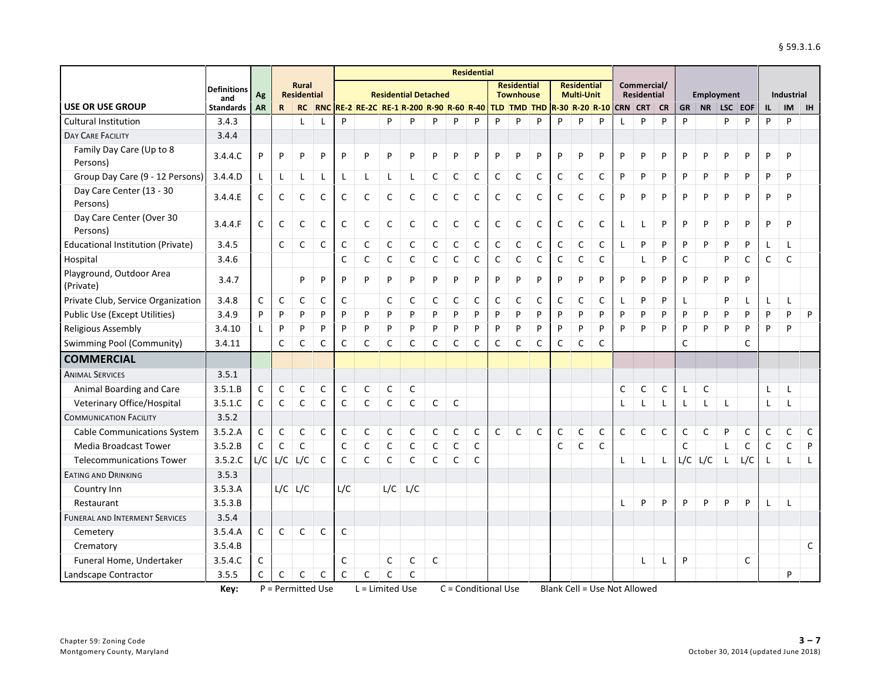| USE OR USE GROUP | Definitions and Standards | Ag | Rural Residential | | | Residential | | | | | | | | | | | | | Commercial/ Residential | | | Employment | | | | Industrial | | |
|---|---|---|---|---|---|---|---|---|---|---|---|---|---|---|---|---|---|---|---|---|---|---|---|---|---|---|---|---|
| | | | | | | Residential Detached | | | | | | | Residential Townhouse | | | Residential Multi-Unit | | | | | | | | | | | | |
| | | AR | R | RC | RNC | RE-2 | RE-2C | RE-1 | R-200 | R-90 | R-60 | R-40 | TLD | TMD | THD | R-30 | R-20 | R-10 | CRN | CRT | CR | GR | NR | LSC | EOF | IL | IM | IH |
| Cultural Institution | 3.4.3 | | | L | L | P | | P | P | P | P | P | P | P | P | P | P | P | L | P | P | P | | P | P | P | P | |
| DAY CARE FACILITY | 3.4.4 | | | | | | | | | | | | | | | | | | | | | | | | | | | |
| Family Day Care (Up to 8 Persons) | 3.4.4.C | P | P | P | P | P | P | P | P | P | P | P | P | P | P | P | P | P | P | P | P | P | P | P | P | P | P | |
| Group Day Care (9 - 12 Persons) | 3.4.4.D | L | L | L | L | L | L | L | L | C | C | C | C | C | C | C | C | C | P | P | P | P | P | P | P | P | P | |
| Day Care Center (13 - 30 Persons) | 3.4.4.E | C | C | C | C | C | C | C | C | C | C | C | C | C | C | C | C | C | P | P | P | P | P | P | P | P | P | |
| Day Care Center (Over 30 Persons) | 3.4.4.F | C | C | C | C | C | C | C | C | C | C | C | C | C | C | C | C | C | L | L | P | P | P | P | P | P | P | |
| Educational Institution (Private) | 3.4.5 | | C | C | C | C | C | C | C | C | C | C | C | C | C | C | C | C | L | P | P | P | P | P | P | L | L | |
| Hospital | 3.4.6 | | | | | C | C | C | C | C | C | C | C | C | C | C | C | C | | L | P | C | | P | C | C | C | |
| Playground, Outdoor Area (Private) | 3.4.7 | | | P | P | P | P | P | P | P | P | P | P | P | P | P | P | P | P | P | P | P | P | P | P | | | |
| Private Club, Service Organization | 3.4.8 | C | C | C | C | C | | C | C | C | C | C | C | C | C | C | C | C | L | P | P | L | | P | L | L | L | |
| Public Use (Except Utilities) | 3.4.9 | P | P | P | P | P | P | P | P | P | P | P | P | P | P | P | P | P | P | P | P | P | P | P | P | P | P | P |
| Religious Assembly | 3.4.10 | L | P | P | P | P | P | P | P | P | P | P | P | P | P | P | P | P | P | P | P | P | P | P | P | P | P | |
| Swimming Pool (Community) | 3.4.11 | | C | C | C | C | C | C | C | C | C | C | C | C | C | C | C | C | | | | C | | | C | | | |
| **COMMERCIAL** | | | | | | | | | | | | | | | | | | | | | | | | | | | | |
| ANIMAL SERVICES | 3.5.1 | | | | | | | | | | | | | | | | | | | | | | | | | | | |
| Animal Boarding and Care | 3.5.1.B | C | C | C | C | C | C | C | C | | | | | | | | | | C | C | C | L | C | | | L | L | |
| Veterinary Office/Hospital | 3.5.1.C | C | C | C | C | C | C | C | C | C | C | | | | | | | | L | L | L | L | L | L | | L | L | |
| COMMUNICATION FACILITY | 3.5.2 | | | | | | | | | | | | | | | | | | | | | | | | | | | |
| Cable Communications System | 3.5.2.A | C | C | C | C | C | C | C | C | C | C | C | C | C | C | C | C | C | C | C | C | C | C | P | C | C | C | C |
| Media Broadcast Tower | 3.5.2.B | C | C | C | | C | C | C | C | C | C | C | | | | C | C | C | | | | C | | L | C | C | C | P |
| Telecommunications Tower | 3.5.2.C | L/C | L/C | L/C | C | C | C | C | C | C | C | C | | | | | | | L | L | L | L/C | L/C | L | L/C | L | L | L |
| EATING AND DRINKING | 3.5.3 | | | | | | | | | | | | | | | | | | | | | | | | | | | |
| Country Inn | 3.5.3.A | | L/C | L/C | | L/C | | L/C | L/C | | | | | | | | | | | | | | | | | | | |
| Restaurant | 3.5.3.B | | | | | | | | | | | | | | | | | | L | P | P | P | P | P | P | L | L | |
| FUNERAL AND INTERMENT SERVICES | 3.5.4 | | | | | | | | | | | | | | | | | | | | | | | | | | | |
| Cemetery | 3.5.4.A | C | C | C | C | C | | | | | | | | | | | | | | | | | | | | | | |
| Crematory | 3.5.4.B | | | | | | | | | | | | | | | | | | | | | | | | | | | C |
| Funeral Home, Undertaker | 3.5.4.C | C | | | | C | | C | C | C | | | | | | | | | | L | L | P | | | C | | | |
| Landscape Contractor | 3.5.5 | C | C | C | C | C | C | C | C | | | | | | | | | | | | | | | | | | P | |

**Key:** P = Permitted Use L = Limited Use C = Conditional Use Blank Cell = Use Not Allowed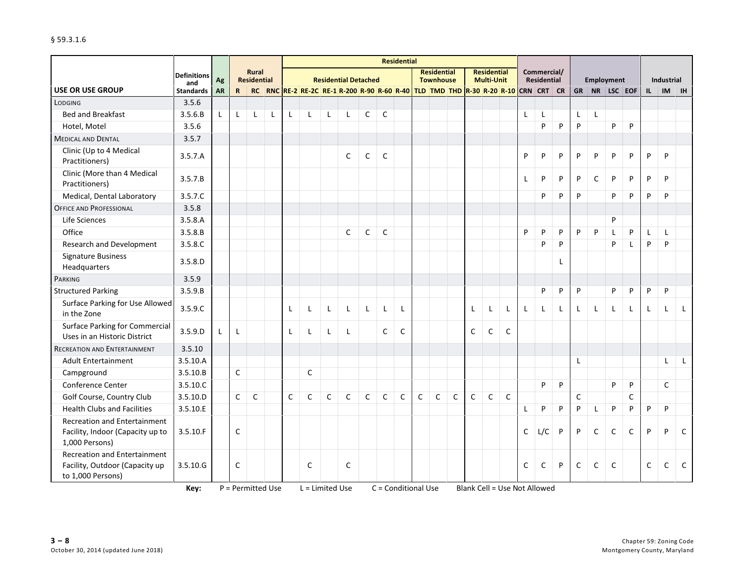| USE OR USE GROUP | Definitions and Standards | Ag | Rural Residential | | | Residential | | | | | | | | | | | | | Commercial/ Residential | | | Employment | | | | Industrial | | |
|---|---|---|---|---|---|---|---|---|---|---|---|---|---|---|---|---|---|---|---|---|---|---|---|---|---|---|---|---|
| | | | | | | Residential Detached | | | | | | | Residential Townhouse | | | Residential Multi-Unit | | | | | | | | | | | | |
| | | AR | R | RC | RNC | RE-2 | RE-2C | RE-1 | R-200 | R-90 | R-60 | R-40 | TLD | TMD | THD | R-30 | R-20 | R-10 | CRN | CRT | CR | GR | NR | LSC | EOF | IL | IM | IH |
| LODGING | 3.5.6 | | | | | | | | | | | | | | | | | | | | | | | | | | | |
| Bed and Breakfast | 3.5.6.B | L | L | L | L | L | L | L | L | C | C | | | | | | | | L | L | | L | L | | | | | |
| Hotel, Motel | 3.5.6 | | | | | | | | | | | | | | | | | | | P | P | P | | P | P | | | |
| MEDICAL AND DENTAL | 3.5.7 | | | | | | | | | | | | | | | | | | | | | | | | | | | |
| Clinic (Up to 4 Medical Practitioners) | 3.5.7.A | | | | | | | | C | C | C | | | | | | | | P | P | P | P | P | P | P | P | P | |
| Clinic (More than 4 Medical Practitioners) | 3.5.7.B | | | | | | | | | | | | | | | | | | L | P | P | P | C | P | P | P | P | |
| Medical, Dental Laboratory | 3.5.7.C | | | | | | | | | | | | | | | | | | | P | P | P | | P | P | P | P | |
| OFFICE AND PROFESSIONAL | 3.5.8 | | | | | | | | | | | | | | | | | | | | | | | | | | | |
| Life Sciences | 3.5.8.A | | | | | | | | | | | | | | | | | | | | | | | P | | | | |
| Office | 3.5.8.B | | | | | | | | C | C | C | | | | | | | | P | P | P | P | P | L | P | L | L | |
| Research and Development | 3.5.8.C | | | | | | | | | | | | | | | | | | | P | P | | | P | L | P | P | |
| Signature Business Headquarters | 3.5.8.D | | | | | | | | | | | | | | | | | | | | L | | | | | | | |
| PARKING | 3.5.9 | | | | | | | | | | | | | | | | | | | | | | | | | | | |
| Structured Parking | 3.5.9.B | | | | | | | | | | | | | | | | | | | P | P | P | | P | P | P | P | |
| Surface Parking for Use Allowed in the Zone | 3.5.9.C | | | | | L | L | L | L | L | L | L | | | | L | L | L | L | L | L | L | L | L | L | L | L | L |
| Surface Parking for Commercial Uses in an Historic District | 3.5.9.D | L | L | | | L | L | L | L | | C | C | | | | C | C | C | | | | | | | | | | |
| RECREATION AND ENTERTAINMENT | 3.5.10 | | | | | | | | | | | | | | | | | | | | | | | | | | | |
| Adult Entertainment | 3.5.10.A | | | | | | | | | | | | | | | | | | | | | L | | | | | L | L |
| Campground | 3.5.10.B | | C | | | | C | | | | | | | | | | | | | | | | | | | | | |
| Conference Center | 3.5.10.C | | | | | | | | | | | | | | | | | | | P | P | | | P | P | | C | |
| Golf Course, Country Club | 3.5.10.D | | C | C | | C | C | C | C | C | C | C | C | C | C | C | C | C | | | | C | | | C | | | |
| Health Clubs and Facilities | 3.5.10.E | | | | | | | | | | | | | | | | | | L | P | P | P | L | P | P | P | P | |
| Recreation and Entertainment Facility, Indoor (Capacity up to 1,000 Persons) | 3.5.10.F | | C | | | | | | | | | | | | | | | | C | L/C | P | P | C | C | C | P | P | C |
| Recreation and Entertainment Facility, Outdoor (Capacity up to 1,000 Persons) | 3.5.10.G | | C | | | | C | | C | | | | | | | | | | C | C | P | C | C | C | | C | C | C |

**Key:** P = Permitted Use L = Limited Use C = Conditional Use Blank Cell = Use Not Allowed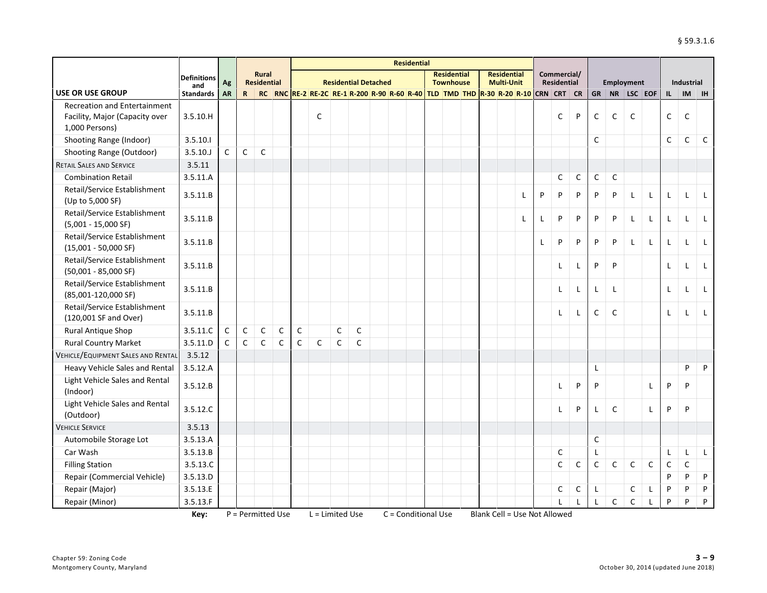| | | | | | | Residential | | | | | | | | | | | | | | | | | | | | | | |
|---|---|---|---|---|---|---|---|---|---|---|---|---|---|---|---|---|---|---|---|---|---|---|---|---|---|---|---|---|
| | **Definitions and** | **Ag** | **Rural Residential** | | | **Residential Detached** | | | | | | | **Residential Townhouse** | | | **Residential Multi-Unit** | | | **Commercial/ Residential** | | | **Employment** | | | | **Industrial** | | |
| **USE OR USE GROUP** | **Standards** | **AR** | **R** | **RC** | **RNC** | **RE-2** | **RE-2C** | **RE-1** | **R-200** | **R-90** | **R-60** | **R-40** | **TLD** | **TMD** | **THD** | **R-30** | **R-20** | **R-10** | **CRN** | **CRT** | **CR** | **GR** | **NR** | **LSC** | **EOF** | **IL** | **IM** | **IH** |
| Recreation and Entertainment Facility, Major (Capacity over 1,000 Persons) | 3.5.10.H | | | | | | C | | | | | | | | | | | | | C | P | C | C | C | | C | C | |
| Shooting Range (Indoor) | 3.5.10.I | | | | | | | | | | | | | | | | | | | | | C | | | | C | C | C |
| Shooting Range (Outdoor) | 3.5.10.J | C | C | C | | | | | | | | | | | | | | | | | | | | | | | | |
| RETAIL SALES AND SERVICE | 3.5.11 | | | | | | | | | | | | | | | | | | | | | | | | | | | |
| Combination Retail | 3.5.11.A | | | | | | | | | | | | | | | | | | | C | C | C | C | | | | | |
| Retail/Service Establishment (Up to 5,000 SF) | 3.5.11.B | | | | | | | | | | | | | | | | | L | P | P | P | P | P | L | L | L | L | L |
| Retail/Service Establishment (5,001 - 15,000 SF) | 3.5.11.B | | | | | | | | | | | | | | | | | L | L | P | P | P | P | L | L | L | L | L |
| Retail/Service Establishment (15,001 - 50,000 SF) | 3.5.11.B | | | | | | | | | | | | | | | | | | L | P | P | P | P | L | L | L | L | L |
| Retail/Service Establishment (50,001 - 85,000 SF) | 3.5.11.B | | | | | | | | | | | | | | | | | | | L | L | P | P | | | L | L | L |
| Retail/Service Establishment (85,001-120,000 SF) | 3.5.11.B | | | | | | | | | | | | | | | | | | | L | L | L | L | | | L | L | L |
| Retail/Service Establishment (120,001 SF and Over) | 3.5.11.B | | | | | | | | | | | | | | | | | | | L | L | C | C | | | L | L | L |
| Rural Antique Shop | 3.5.11.C | C | C | C | C | C | | C | C | | | | | | | | | | | | | | | | | | | |
| Rural Country Market | 3.5.11.D | C | C | C | C | C | C | C | C | | | | | | | | | | | | | | | | | | | |
| VEHICLE/EQUIPMENT SALES AND RENTAL | 3.5.12 | | | | | | | | | | | | | | | | | | | | | | | | | | | |
| Heavy Vehicle Sales and Rental | 3.5.12.A | | | | | | | | | | | | | | | | | | | | | L | | | | | P | P |
| Light Vehicle Sales and Rental (Indoor) | 3.5.12.B | | | | | | | | | | | | | | | | | | | L | P | P | | | L | P | P | |
| Light Vehicle Sales and Rental (Outdoor) | 3.5.12.C | | | | | | | | | | | | | | | | | | | L | P | L | C | | L | P | P | |
| VEHICLE SERVICE | 3.5.13 | | | | | | | | | | | | | | | | | | | | | | | | | | | |
| Automobile Storage Lot | 3.5.13.A | | | | | | | | | | | | | | | | | | | | | C | | | | | | |
| Car Wash | 3.5.13.B | | | | | | | | | | | | | | | | | | | C | | L | | | | L | L | L |
| Filling Station | 3.5.13.C | | | | | | | | | | | | | | | | | | | C | C | C | C | C | C | C | C | |
| Repair (Commercial Vehicle) | 3.5.13.D | | | | | | | | | | | | | | | | | | | | | | | | | P | P | P |
| Repair (Major) | 3.5.13.E | | | | | | | | | | | | | | | | | | | C | C | L | | C | L | P | P | P |
| Repair (Minor) | 3.5.13.F | | | | | | | | | | | | | | | | | | | L | L | L | C | C | L | P | P | P |

**Key:** P = Permitted Use L = Limited Use C = Conditional Use Blank Cell = Use Not Allowed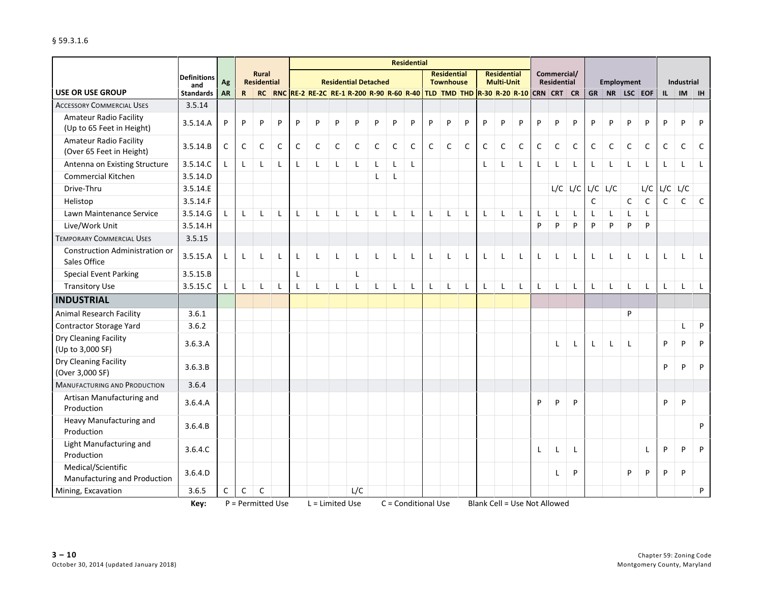| USE OR USE GROUP | Definitions and Standards | Ag | Rural Residential | | | Residential | | | | | | | | | | | | | Commercial/ Residential | | | Employment | | | | Industrial | | |
|---|---|---|---|---|---|---|---|---|---|---|---|---|---|---|---|---|---|---|---|---|---|---|---|---|---|---|---|---|
| | | | | | | Residential Detached | | | | | | | Residential Townhouse | | | Residential Multi-Unit | | | | | | | | | | | | |
| | | AR | R | RC | RNC | RE-2 | RE-2C | RE-1 | R-200 | R-90 | R-60 | R-40 | TLD | TMD | THD | R-30 | R-20 | R-10 | CRN | CRT | CR | GR | NR | LSC | EOF | IL | IM | IH |
| ACCESSORY COMMERCIAL USES | 3.5.14 | | | | | | | | | | | | | | | | | | | | | | | | | | | |
| Amateur Radio Facility (Up to 65 Feet in Height) | 3.5.14.A | P | P | P | P | P | P | P | P | P | P | P | P | P | P | P | P | P | P | P | P | P | P | P | P | P | P | P |
| Amateur Radio Facility (Over 65 Feet in Height) | 3.5.14.B | C | C | C | C | C | C | C | C | C | C | C | C | C | C | C | C | C | C | C | C | C | C | C | C | C | C | C |
| Antenna on Existing Structure | 3.5.14.C | L | L | L | L | L | L | L | L | L | L | L | | | | L | L | L | L | L | L | L | L | L | L | L | L | L |
| Commercial Kitchen | 3.5.14.D | | | | | | | | | L | L | | | | | | | | | | | | | | | | | |
| Drive-Thru | 3.5.14.E | | | | | | | | | | | | | | | | | | | L/C | L/C | L/C | L/C | | L/C | L/C | L/C | |
| Helistop | 3.5.14.F | | | | | | | | | | | | | | | | | | | | | C | | C | C | C | C | C |
| Lawn Maintenance Service | 3.5.14.G | L | L | L | L | L | L | L | L | L | L | L | L | L | L | L | L | L | L | L | L | L | L | L | L | | | |
| Live/Work Unit | 3.5.14.H | | | | | | | | | | | | | | | | | | P | P | P | P | P | P | P | | | |
| TEMPORARY COMMERCIAL USES | 3.5.15 | | | | | | | | | | | | | | | | | | | | | | | | | | | |
| Construction Administration or Sales Office | 3.5.15.A | L | L | L | L | L | L | L | L | L | L | L | L | L | L | L | L | L | L | L | L | L | L | L | L | L | L | L |
| Special Event Parking | 3.5.15.B | | | | | L | | | L | | | | | | | | | | | | | | | | | | | |
| Transitory Use | 3.5.15.C | L | L | L | L | L | L | L | L | L | L | L | L | L | L | L | L | L | L | L | L | L | L | L | L | L | L | L |
| **INDUSTRIAL** | | | | | | | | | | | | | | | | | | | | | | | | | | | | |
| Animal Research Facility | 3.6.1 | | | | | | | | | | | | | | | | | | | | | | | P | | | | |
| Contractor Storage Yard | 3.6.2 | | | | | | | | | | | | | | | | | | | | | | | | | | L | P |
| Dry Cleaning Facility (Up to 3,000 SF) | 3.6.3.A | | | | | | | | | | | | | | | | | | | L | L | L | L | L | | P | P | P |
| Dry Cleaning Facility (Over 3,000 SF) | 3.6.3.B | | | | | | | | | | | | | | | | | | | | | | | | | P | P | P |
| MANUFACTURING AND PRODUCTION | 3.6.4 | | | | | | | | | | | | | | | | | | | | | | | | | | | |
| Artisan Manufacturing and Production | 3.6.4.A | | | | | | | | | | | | | | | | | | P | P | P | | | | | P | P | |
| Heavy Manufacturing and Production | 3.6.4.B | | | | | | | | | | | | | | | | | | | | | | | | | | | P |
| Light Manufacturing and Production | 3.6.4.C | | | | | | | | | | | | | | | | | | L | L | L | | | | L | P | P | P |
| Medical/Scientific Manufacturing and Production | 3.6.4.D | | | | | | | | | | | | | | | | | | | L | P | | | P | P | P | P | |
| Mining, Excavation | 3.6.5 | C | C | C | | | | | L/C | | | | | | | | | | | | | | | | | | | P |

**Key:** P = Permitted Use L = Limited Use C = Conditional Use Blank Cell = Use Not Allowed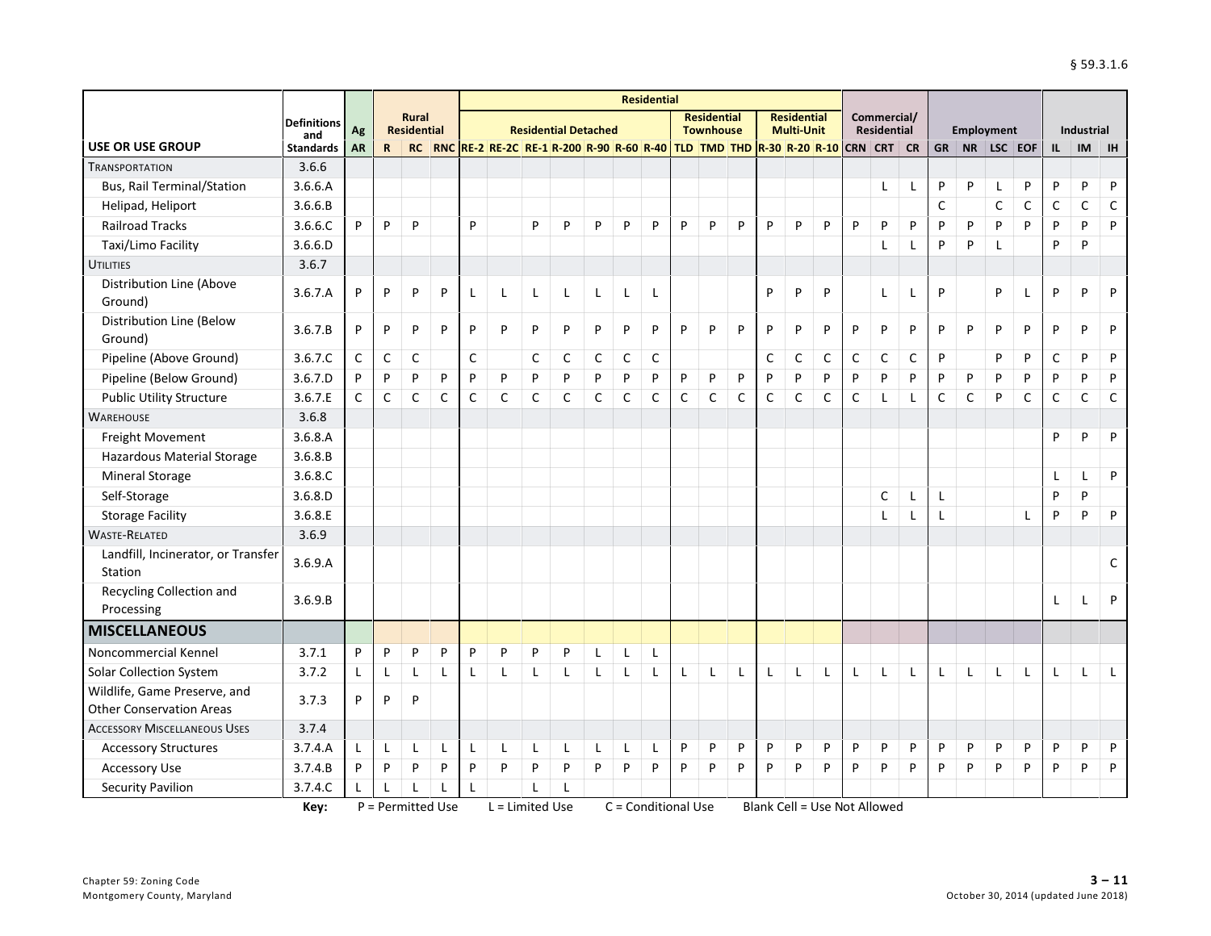| USE OR USE GROUP | Definitions and Standards | Ag | Rural Residential | | | Residential Detached | | | | | | | Residential Townhouse | | | Residential Multi-Unit | | | Commercial/ Residential | | | Employment | | | | Industrial | | |
|---|---|---|---|---|---|---|---|---|---|---|---|---|---|---|---|---|---|---|---|---|---|---|---|---|---|---|---|---|
| | | AR | R | RC | RNC | RE-2 | RE-2C | RE-1 | R-200 | R-90 | R-60 | R-40 | TLD | TMD | THD | R-30 | R-20 | R-10 | CRN | CRT | CR | GR | NR | LSC | EOF | IL | IM | IH |
| TRANSPORTATION | 3.6.6 | | | | | | | | | | | | | | | | | | | | | | | | | | | |
| Bus, Rail Terminal/Station | 3.6.6.A | | | | | | | | | | | | | | | | | | | L | L | P | P | L | P | P | P | P |
| Helipad, Heliport | 3.6.6.B | | | | | | | | | | | | | | | | | | | | | C | | C | C | C | C | C |
| Railroad Tracks | 3.6.6.C | P | P | P | | P | | P | P | P | P | P | P | P | P | P | P | P | P | P | P | P | P | P | P | P | P | P |
| Taxi/Limo Facility | 3.6.6.D | | | | | | | | | | | | | | | | | | | L | L | P | P | L | | P | P | |
| UTILITIES | 3.6.7 | | | | | | | | | | | | | | | | | | | | | | | | | | | |
| Distribution Line (Above Ground) | 3.6.7.A | P | P | P | P | L | L | L | L | L | L | L | | | | P | P | P | | L | L | P | | P | L | P | P | P |
| Distribution Line (Below Ground) | 3.6.7.B | P | P | P | P | P | P | P | P | P | P | P | P | P | P | P | P | P | P | P | P | P | P | P | P | P | P | P |
| Pipeline (Above Ground) | 3.6.7.C | C | C | C | | C | | C | C | C | C | C | | | | C | C | C | C | C | C | P | | P | P | C | P | P |
| Pipeline (Below Ground) | 3.6.7.D | P | P | P | P | P | P | P | P | P | P | P | P | P | P | P | P | P | P | P | P | P | P | P | P | P | P | P |
| Public Utility Structure | 3.6.7.E | C | C | C | C | C | C | C | C | C | C | C | C | C | C | C | C | C | C | L | L | C | C | P | C | C | C | C |
| WAREHOUSE | 3.6.8 | | | | | | | | | | | | | | | | | | | | | | | | | | | |
| Freight Movement | 3.6.8.A | | | | | | | | | | | | | | | | | | | | | | | | | P | P | P |
| Hazardous Material Storage | 3.6.8.B | | | | | | | | | | | | | | | | | | | | | | | | | | | |
| Mineral Storage | 3.6.8.C | | | | | | | | | | | | | | | | | | | | | | | | | L | L | P |
| Self-Storage | 3.6.8.D | | | | | | | | | | | | | | | | | | | C | L | L | | | | P | P | |
| Storage Facility | 3.6.8.E | | | | | | | | | | | | | | | | | | | L | L | L | | | L | P | P | P |
| WASTE-RELATED | 3.6.9 | | | | | | | | | | | | | | | | | | | | | | | | | | | |
| Landfill, Incinerator, or Transfer Station | 3.6.9.A | | | | | | | | | | | | | | | | | | | | | | | | | | | C |
| Recycling Collection and Processing | 3.6.9.B | | | | | | | | | | | | | | | | | | | | | | | | | L | L | P |
| **MISCELLANEOUS** | | | | | | | | | | | | | | | | | | | | | | | | | | | | |
| Noncommercial Kennel | 3.7.1 | P | P | P | P | P | P | P | P | L | L | L | | | | | | | | | | | | | | | | |
| Solar Collection System | 3.7.2 | L | L | L | L | L | L | L | L | L | L | L | L | L | L | L | L | L | L | L | L | L | L | L | L | L | L | L |
| Wildlife, Game Preserve, and Other Conservation Areas | 3.7.3 | P | P | P | | | | | | | | | | | | | | | | | | | | | | | | |
| ACCESSORY MISCELLANEOUS USES | 3.7.4 | | | | | | | | | | | | | | | | | | | | | | | | | | | |
| Accessory Structures | 3.7.4.A | L | L | L | L | L | L | L | L | L | L | L | P | P | P | P | P | P | P | P | P | P | P | P | P | P | P | P |
| Accessory Use | 3.7.4.B | P | P | P | P | P | P | P | P | P | P | P | P | P | P | P | P | P | P | P | P | P | P | P | P | P | P | P |
| Security Pavilion | 3.7.4.C | L | L | L | L | L | | L | L | | | | | | | | | | | | | | | | | | | |

**Key:** P = Permitted Use    L = Limited Use    C = Conditional Use    Blank Cell = Use Not Allowed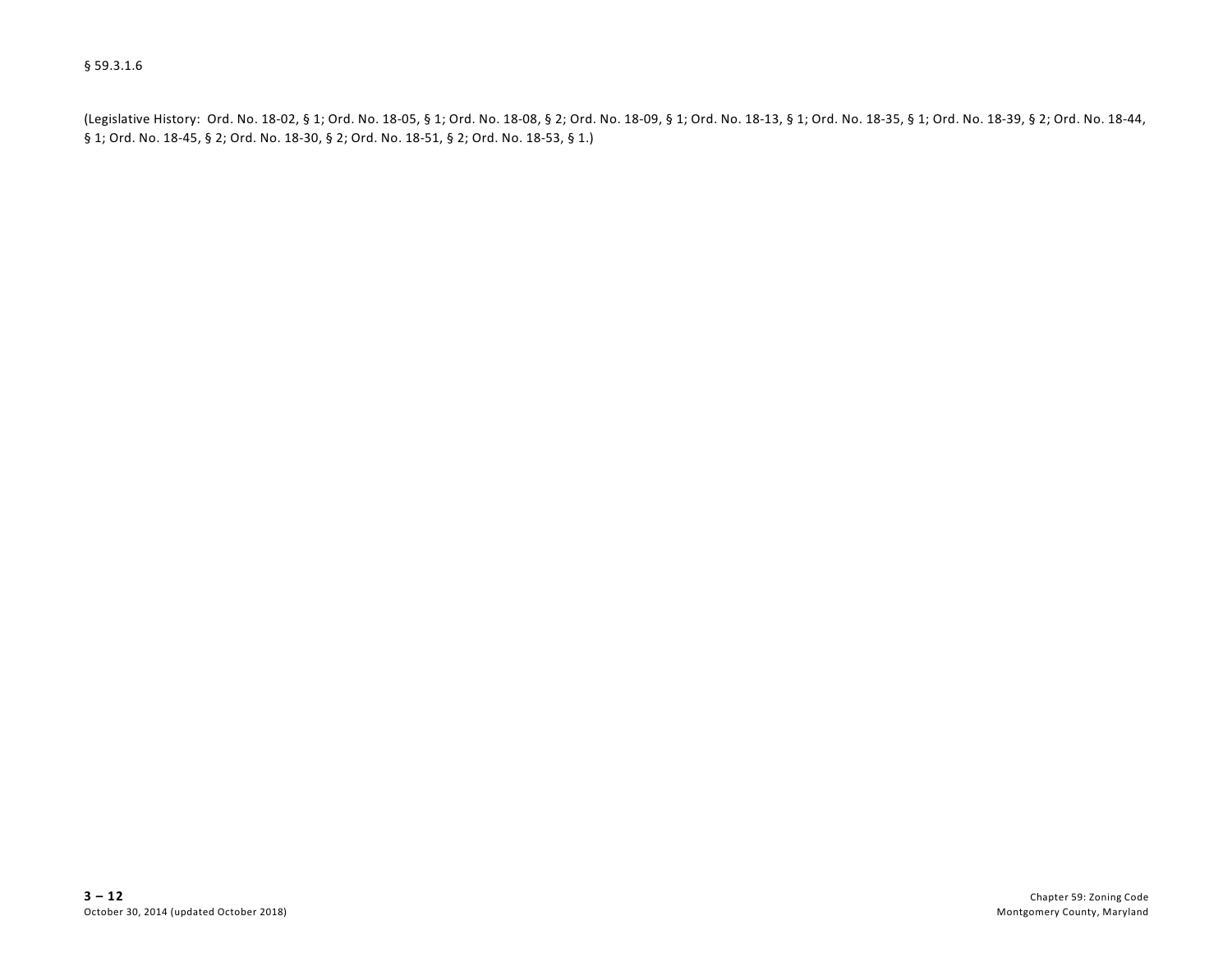(Legislative History: Ord. No. 18-02, § 1; Ord. No. 18-05, § 1; Ord. No. 18-08, § 2; Ord. No. 18-09, § 1; Ord. No. 18-13, § 1; Ord. No. 18-35, § 1; Ord. No. 18-39, § 2; Ord. No. 18-44, § 1; Ord. No. 18-45, § 2; Ord. No. 18-30, § 2; Ord. No. 18-51, § 2; Ord. No. 18-53, § 1.)